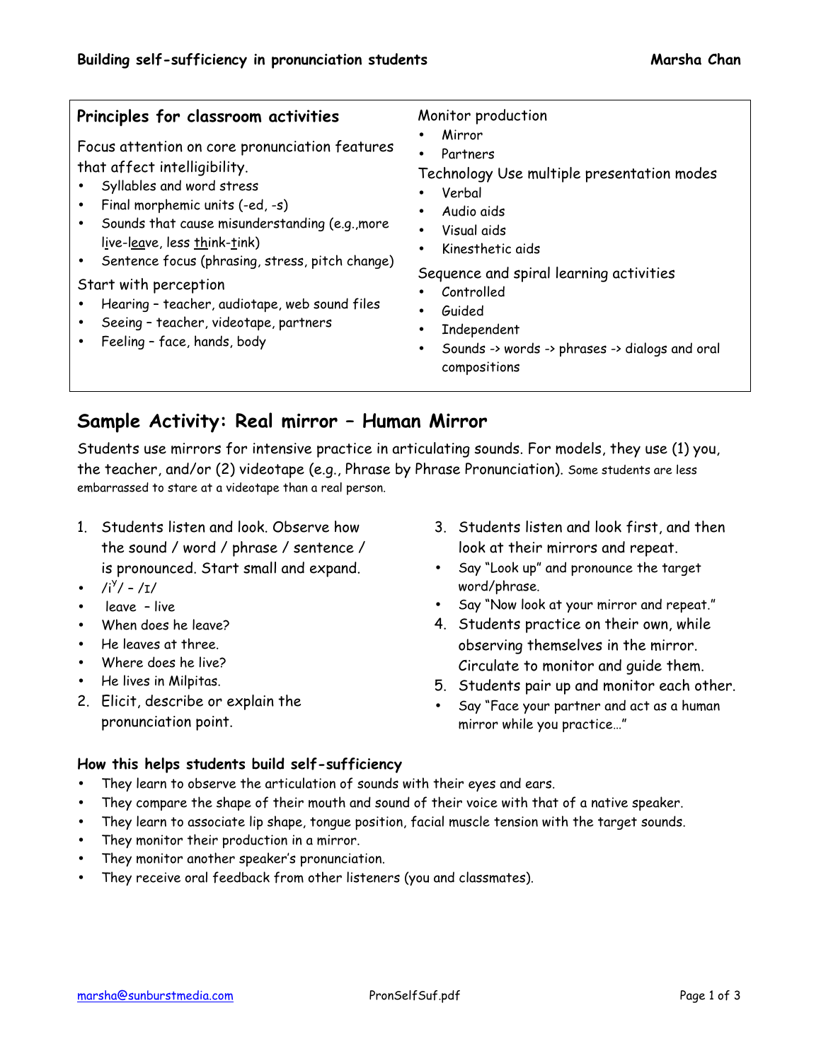# Building self-sufficiency in pronunciation students

Marsha Chan

## Principles for classroom activities

Focus attention on core pronunciation features that affect intelligibility.

- Syllables and word stress
- Final morphemic units (-ed, -s)
- Sounds that cause misunderstanding (e.g.,more live-leave, less think-tink)
- Sentence focus (phrasing, stress, pitch change)

Start with perception

- Hearing – teacher, audiotape, web sound files
- Seeing – teacher, videotape, partners
- Feeling – face, hands, body

Monitor production

- Mirror
- Partners

Technology Use multiple presentation modes

- Verbal
- Audio aids
- Visual aids
- Kinesthetic aids

Sequence and spiral learning activities

- Controlled
- Guided
- Independent
- Sounds -> words -> phrases -> dialogs and oral compositions

## Sample Activity: Real mirror – Human Mirror

Students use mirrors for intensive practice in articulating sounds. For models, they use (1) you, the teacher, and/or (2) videotape (e.g., Phrase by Phrase Pronunciation). Some students are less embarrassed to stare at a videotape than a real person.

1. Students listen and look. Observe how the sound / word / phrase / sentence / is pronounced. Start small and expand.
   - /i^y/ – /ɪ/
   - leave – live
   - When does he leave?
   - He leaves at three.
   - Where does he live?
   - He lives in Milpitas.
2. Elicit, describe or explain the pronunciation point.
3. Students listen and look first, and then look at their mirrors and repeat.
   - Say "Look up" and pronounce the target word/phrase.
   - Say "Now look at your mirror and repeat."
4. Students practice on their own, while observing themselves in the mirror. Circulate to monitor and guide them.
5. Students pair up and monitor each other.
   - Say "Face your partner and act as a human mirror while you practice…"

### How this helps students build self-sufficiency

- They learn to observe the articulation of sounds with their eyes and ears.
- They compare the shape of their mouth and sound of their voice with that of a native speaker.
- They learn to associate lip shape, tongue position, facial muscle tension with the target sounds.
- They monitor their production in a mirror.
- They monitor another speaker's pronunciation.
- They receive oral feedback from other listeners (you and classmates).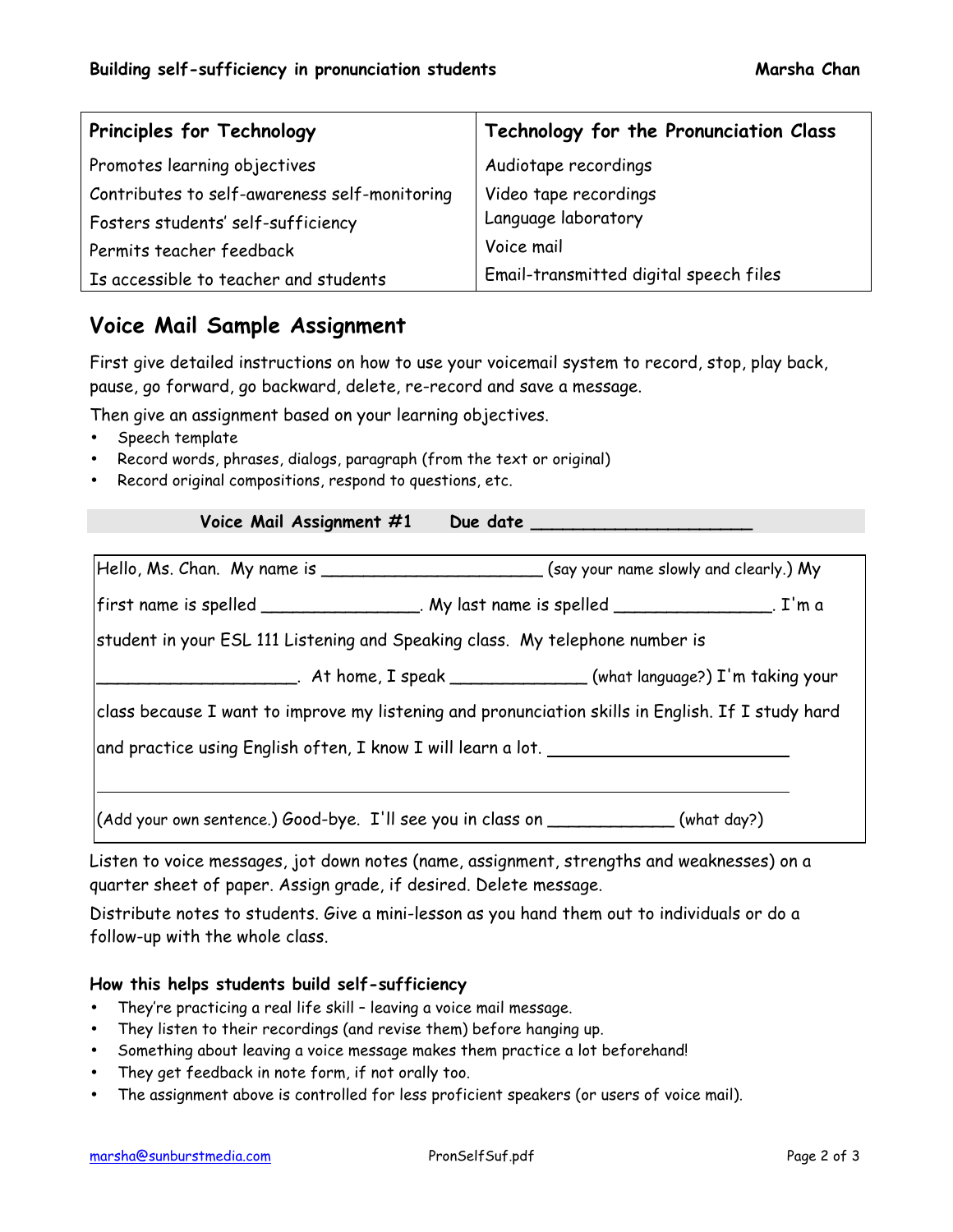| Principles for Technology | Technology for the Pronunciation Class |
|---|---|
| Promotes learning objectives | Audiotape recordings |
| Contributes to self-awareness self-monitoring | Video tape recordings |
| Fosters students' self-sufficiency | Language laboratory |
| Permits teacher feedback | Voice mail |
| Is accessible to teacher and students | Email-transmitted digital speech files |

## Voice Mail Sample Assignment

First give detailed instructions on how to use your voicemail system to record, stop, play back, pause, go forward, go backward, delete, re-record and save a message.

Then give an assignment based on your learning objectives.

- Speech template
- Record words, phrases, dialogs, paragraph (from the text or original)
- Record original compositions, respond to questions, etc.

**Voice Mail Assignment #1 Due date ____________________**

Hello, Ms. Chan. My name is ____________________ (say your name slowly and clearly.) My first name is spelled ______________. My last name is spelled ______________. I'm a student in your ESL 111 Listening and Speaking class. My telephone number is __________________. At home, I speak ____________ (what language?) I'm taking your class because I want to improve my listening and pronunciation skills in English. If I study hard and practice using English often, I know I will learn a lot. ______________________

______________________________________________________________

(Add your own sentence.) Good-bye. I'll see you in class on ___________ (what day?)

Listen to voice messages, jot down notes (name, assignment, strengths and weaknesses) on a quarter sheet of paper. Assign grade, if desired. Delete message.

Distribute notes to students. Give a mini-lesson as you hand them out to individuals or do a follow-up with the whole class.

### How this helps students build self-sufficiency

- They're practicing a real life skill – leaving a voice mail message.
- They listen to their recordings (and revise them) before hanging up.
- Something about leaving a voice message makes them practice a lot beforehand!
- They get feedback in note form, if not orally too.
- The assignment above is controlled for less proficient speakers (or users of voice mail).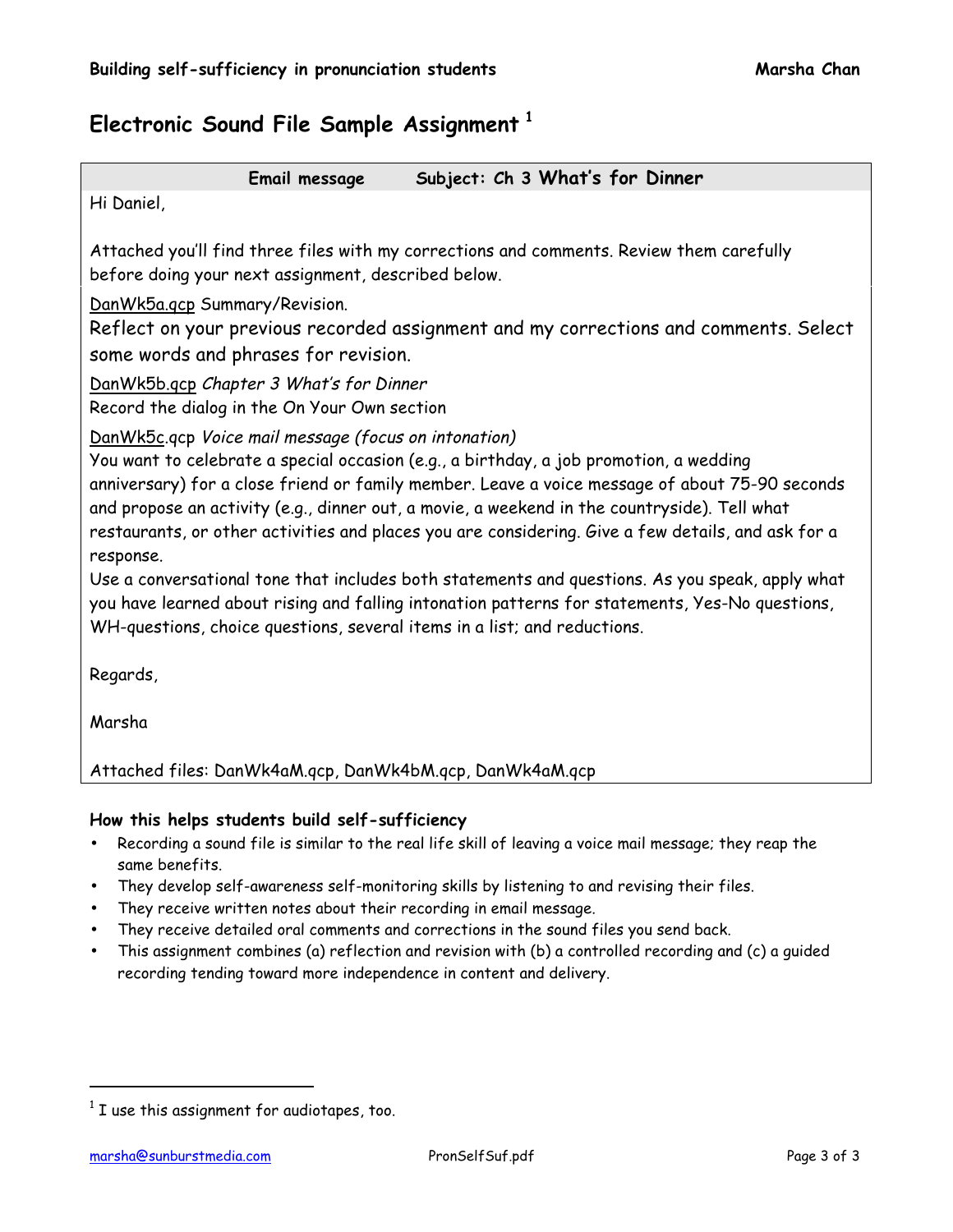## Electronic Sound File Sample Assignment [1]

| Email message Subject: Ch 3 What's for Dinner |
| --- |
| Hi Daniel,<br><br>Attached you'll find three files with my corrections and comments. Review them carefully before doing your next assignment, described below.<br><br>DanWk5a.qcp Summary/Revision.<br>Reflect on your previous recorded assignment and my corrections and comments. Select some words and phrases for revision.<br><br>DanWk5b.qcp *Chapter 3 What's for Dinner*<br>Record the dialog in the On Your Own section<br><br>DanWk5c.qcp *Voice mail message (focus on intonation)*<br>You want to celebrate a special occasion (e.g., a birthday, a job promotion, a wedding anniversary) for a close friend or family member. Leave a voice message of about 75-90 seconds and propose an activity (e.g., dinner out, a movie, a weekend in the countryside). Tell what restaurants, or other activities and places you are considering. Give a few details, and ask for a response.<br>Use a conversational tone that includes both statements and questions. As you speak, apply what you have learned about rising and falling intonation patterns for statements, Yes-No questions, WH-questions, choice questions, several items in a list; and reductions.<br><br>Regards,<br><br>Marsha<br><br>Attached files: DanWk4aM.qcp, DanWk4bM.qcp, DanWk4aM.qcp |

### How this helps students build self-sufficiency

- Recording a sound file is similar to the real life skill of leaving a voice mail message; they reap the same benefits.
- They develop self-awareness self-monitoring skills by listening to and revising their files.
- They receive written notes about their recording in email message.
- They receive detailed oral comments and corrections in the sound files you send back.
- This assignment combines (a) reflection and revision with (b) a controlled recording and (c) a guided recording tending toward more independence in content and delivery.

[1] I use this assignment for audiotapes, too.